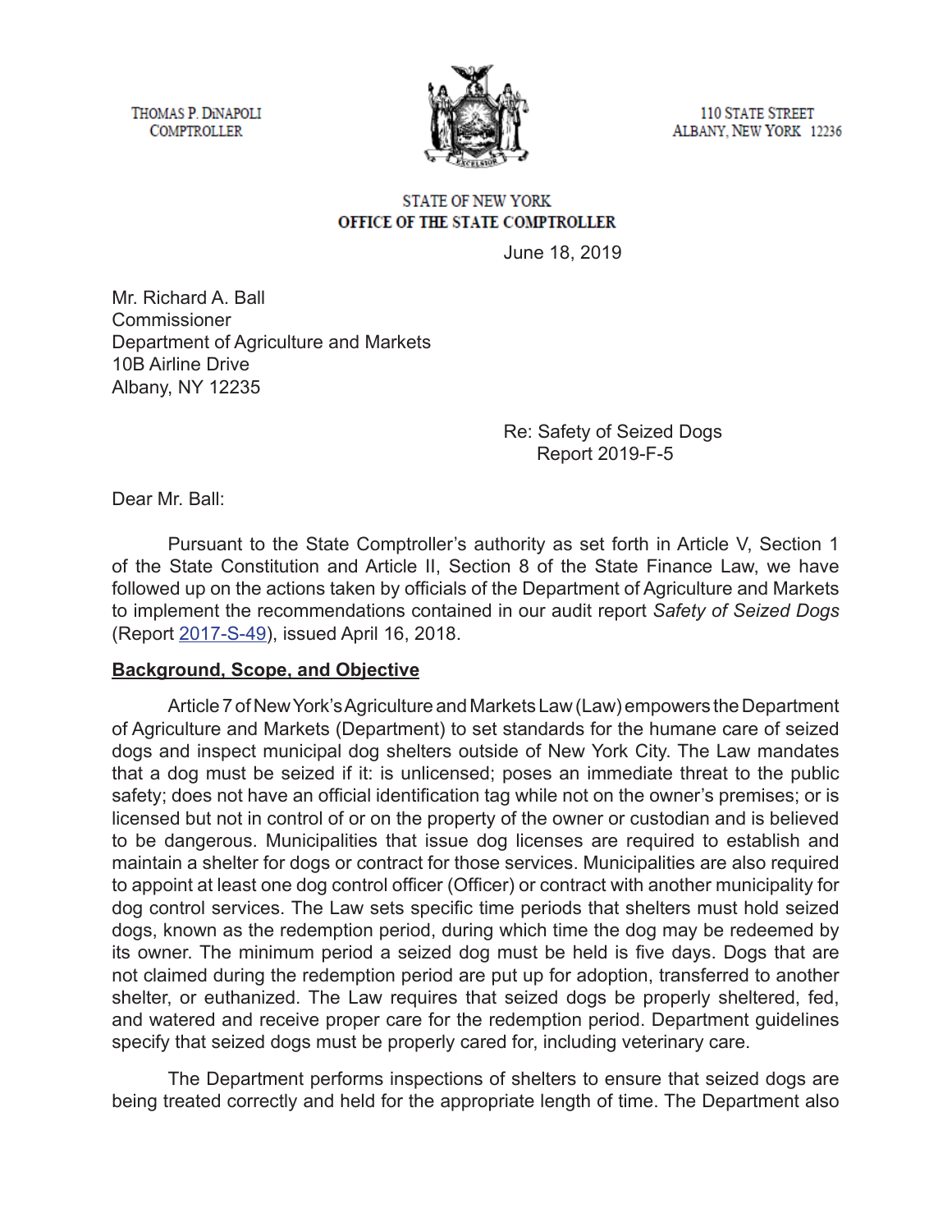THOMAS P. DiNAPOLI
COMPTROLLER

110 STATE STREET
ALBANY, NEW YORK 12236

STATE OF NEW YORK
OFFICE OF THE STATE COMPTROLLER

June 18, 2019

Mr. Richard A. Ball
Commissioner
Department of Agriculture and Markets
10B Airline Drive
Albany, NY 12235

Re: Safety of Seized Dogs
Report 2019-F-5

Dear Mr. Ball:

Pursuant to the State Comptroller's authority as set forth in Article V, Section 1 of the State Constitution and Article II, Section 8 of the State Finance Law, we have followed up on the actions taken by officials of the Department of Agriculture and Markets to implement the recommendations contained in our audit report *Safety of Seized Dogs* (Report 2017-S-49), issued April 16, 2018.

**Background, Scope, and Objective**

Article 7 of New York's Agriculture and Markets Law (Law) empowers the Department of Agriculture and Markets (Department) to set standards for the humane care of seized dogs and inspect municipal dog shelters outside of New York City. The Law mandates that a dog must be seized if it: is unlicensed; poses an immediate threat to the public safety; does not have an official identification tag while not on the owner's premises; or is licensed but not in control of or on the property of the owner or custodian and is believed to be dangerous. Municipalities that issue dog licenses are required to establish and maintain a shelter for dogs or contract for those services. Municipalities are also required to appoint at least one dog control officer (Officer) or contract with another municipality for dog control services. The Law sets specific time periods that shelters must hold seized dogs, known as the redemption period, during which time the dog may be redeemed by its owner. The minimum period a seized dog must be held is five days. Dogs that are not claimed during the redemption period are put up for adoption, transferred to another shelter, or euthanized. The Law requires that seized dogs be properly sheltered, fed, and watered and receive proper care for the redemption period. Department guidelines specify that seized dogs must be properly cared for, including veterinary care.

The Department performs inspections of shelters to ensure that seized dogs are being treated correctly and held for the appropriate length of time. The Department also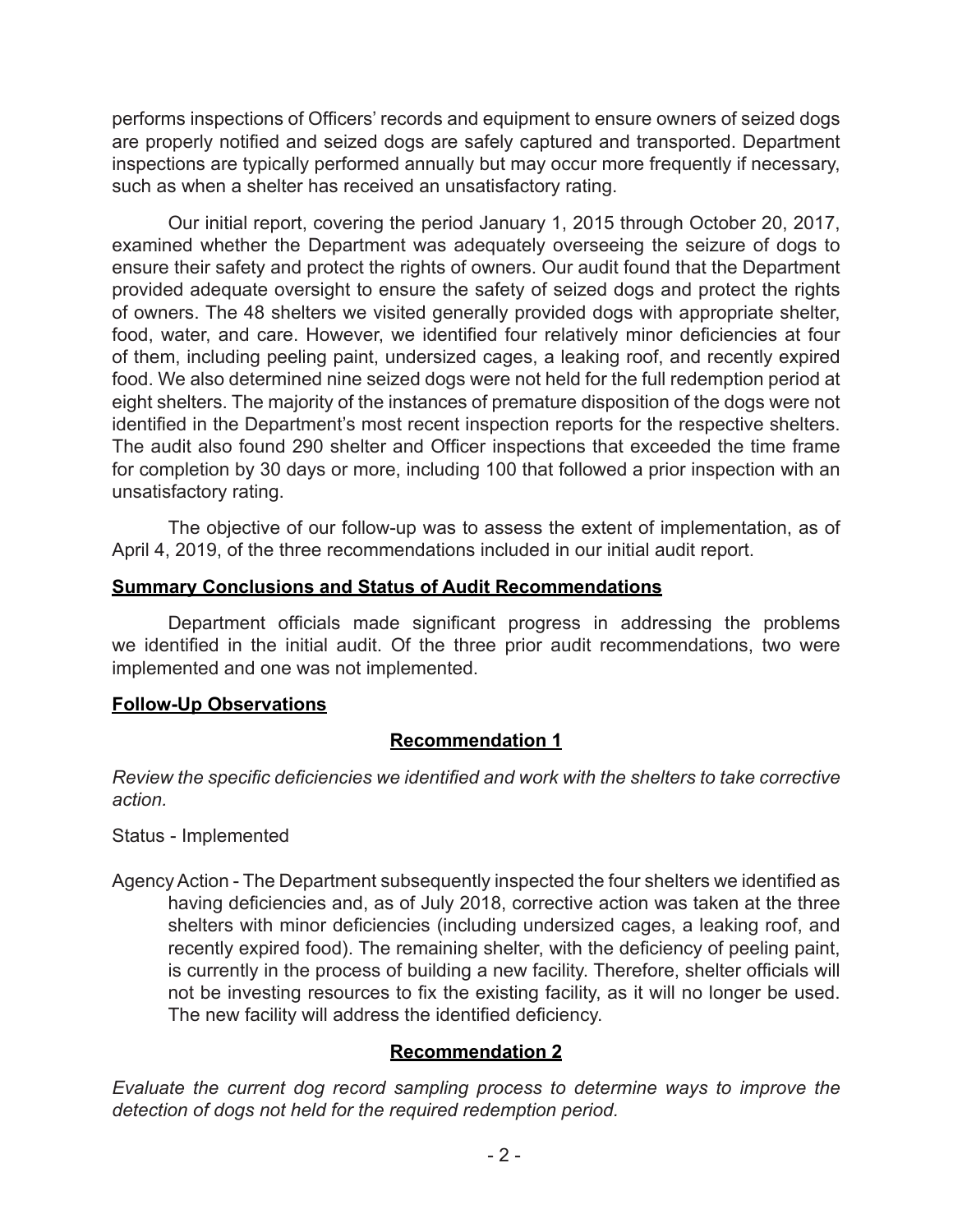performs inspections of Officers' records and equipment to ensure owners of seized dogs are properly notified and seized dogs are safely captured and transported. Department inspections are typically performed annually but may occur more frequently if necessary, such as when a shelter has received an unsatisfactory rating.

Our initial report, covering the period January 1, 2015 through October 20, 2017, examined whether the Department was adequately overseeing the seizure of dogs to ensure their safety and protect the rights of owners. Our audit found that the Department provided adequate oversight to ensure the safety of seized dogs and protect the rights of owners. The 48 shelters we visited generally provided dogs with appropriate shelter, food, water, and care. However, we identified four relatively minor deficiencies at four of them, including peeling paint, undersized cages, a leaking roof, and recently expired food. We also determined nine seized dogs were not held for the full redemption period at eight shelters. The majority of the instances of premature disposition of the dogs were not identified in the Department's most recent inspection reports for the respective shelters. The audit also found 290 shelter and Officer inspections that exceeded the time frame for completion by 30 days or more, including 100 that followed a prior inspection with an unsatisfactory rating.

The objective of our follow-up was to assess the extent of implementation, as of April 4, 2019, of the three recommendations included in our initial audit report.

## Summary Conclusions and Status of Audit Recommendations

Department officials made significant progress in addressing the problems we identified in the initial audit. Of the three prior audit recommendations, two were implemented and one was not implemented.

## Follow-Up Observations

### Recommendation 1

*Review the specific deficiencies we identified and work with the shelters to take corrective action.*

Status - Implemented

Agency Action - The Department subsequently inspected the four shelters we identified as having deficiencies and, as of July 2018, corrective action was taken at the three shelters with minor deficiencies (including undersized cages, a leaking roof, and recently expired food). The remaining shelter, with the deficiency of peeling paint, is currently in the process of building a new facility. Therefore, shelter officials will not be investing resources to fix the existing facility, as it will no longer be used. The new facility will address the identified deficiency.

### Recommendation 2

*Evaluate the current dog record sampling process to determine ways to improve the detection of dogs not held for the required redemption period.*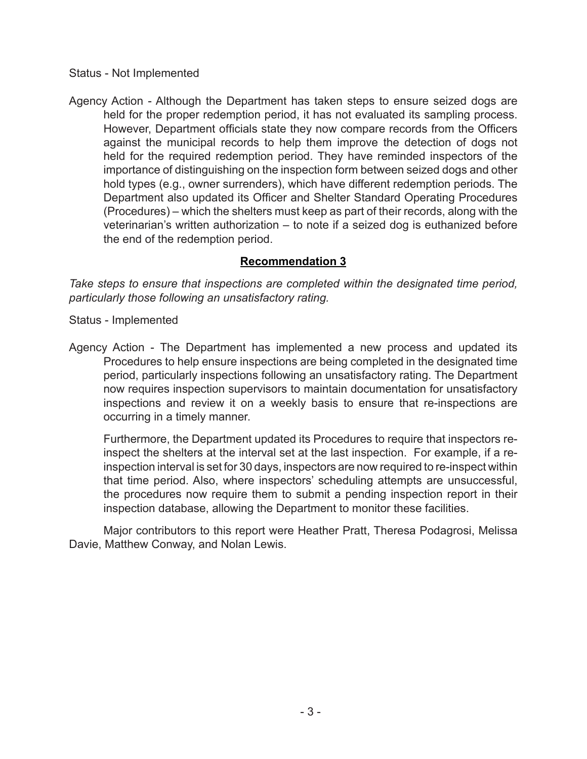Status - Not Implemented

Agency Action - Although the Department has taken steps to ensure seized dogs are held for the proper redemption period, it has not evaluated its sampling process. However, Department officials state they now compare records from the Officers against the municipal records to help them improve the detection of dogs not held for the required redemption period. They have reminded inspectors of the importance of distinguishing on the inspection form between seized dogs and other hold types (e.g., owner surrenders), which have different redemption periods. The Department also updated its Officer and Shelter Standard Operating Procedures (Procedures) – which the shelters must keep as part of their records, along with the veterinarian's written authorization – to note if a seized dog is euthanized before the end of the redemption period.

## **Recommendation 3**

*Take steps to ensure that inspections are completed within the designated time period, particularly those following an unsatisfactory rating.*

Status - Implemented

Agency Action - The Department has implemented a new process and updated its Procedures to help ensure inspections are being completed in the designated time period, particularly inspections following an unsatisfactory rating. The Department now requires inspection supervisors to maintain documentation for unsatisfactory inspections and review it on a weekly basis to ensure that re-inspections are occurring in a timely manner.

Furthermore, the Department updated its Procedures to require that inspectors re-inspect the shelters at the interval set at the last inspection. For example, if a re-inspection interval is set for 30 days, inspectors are now required to re-inspect within that time period. Also, where inspectors' scheduling attempts are unsuccessful, the procedures now require them to submit a pending inspection report in their inspection database, allowing the Department to monitor these facilities.

Major contributors to this report were Heather Pratt, Theresa Podagrosi, Melissa Davie, Matthew Conway, and Nolan Lewis.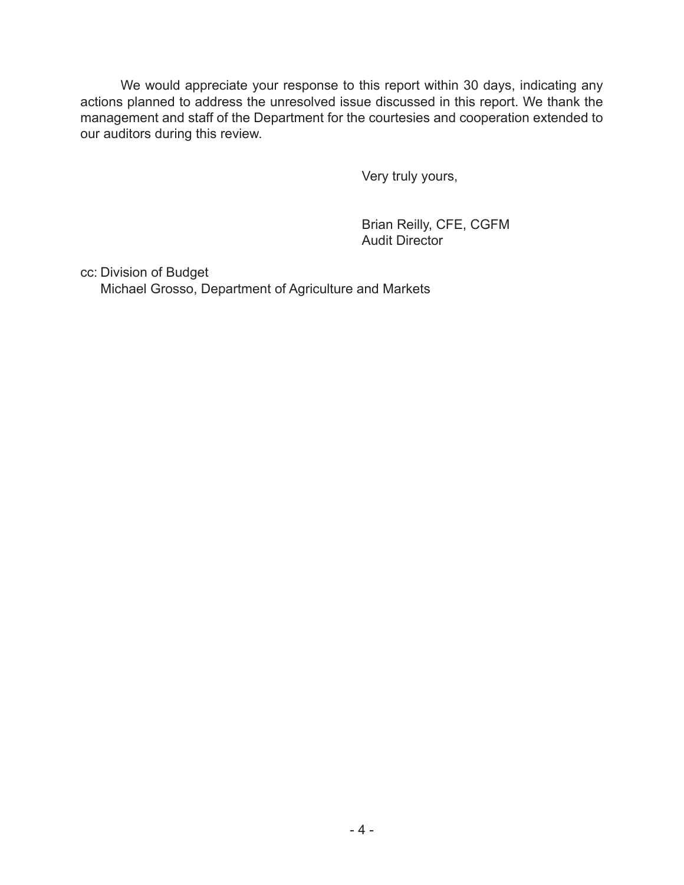We would appreciate your response to this report within 30 days, indicating any actions planned to address the unresolved issue discussed in this report. We thank the management and staff of the Department for the courtesies and cooperation extended to our auditors during this review.

Very truly yours,

Brian Reilly, CFE, CGFM
Audit Director

cc: Division of Budget
Michael Grosso, Department of Agriculture and Markets